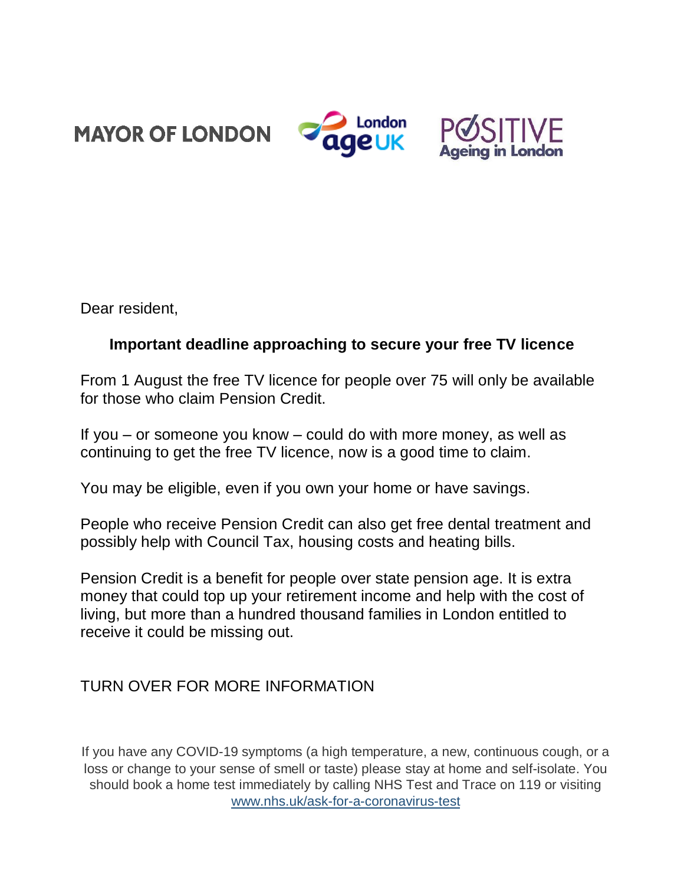MAYOR OF LONDON

London age UK

POSITIVE Ageing in London

Dear resident,

**Important deadline approaching to secure your free TV licence**

From 1 August the free TV licence for people over 75 will only be available for those who claim Pension Credit.

If you – or someone you know – could do with more money, as well as continuing to get the free TV licence, now is a good time to claim.

You may be eligible, even if you own your home or have savings.

People who receive Pension Credit can also get free dental treatment and possibly help with Council Tax, housing costs and heating bills.

Pension Credit is a benefit for people over state pension age. It is extra money that could top up your retirement income and help with the cost of living, but more than a hundred thousand families in London entitled to receive it could be missing out.

TURN OVER FOR MORE INFORMATION

If you have any COVID-19 symptoms (a high temperature, a new, continuous cough, or a loss or change to your sense of smell or taste) please stay at home and self-isolate. You should book a home test immediately by calling NHS Test and Trace on 119 or visiting www.nhs.uk/ask-for-a-coronavirus-test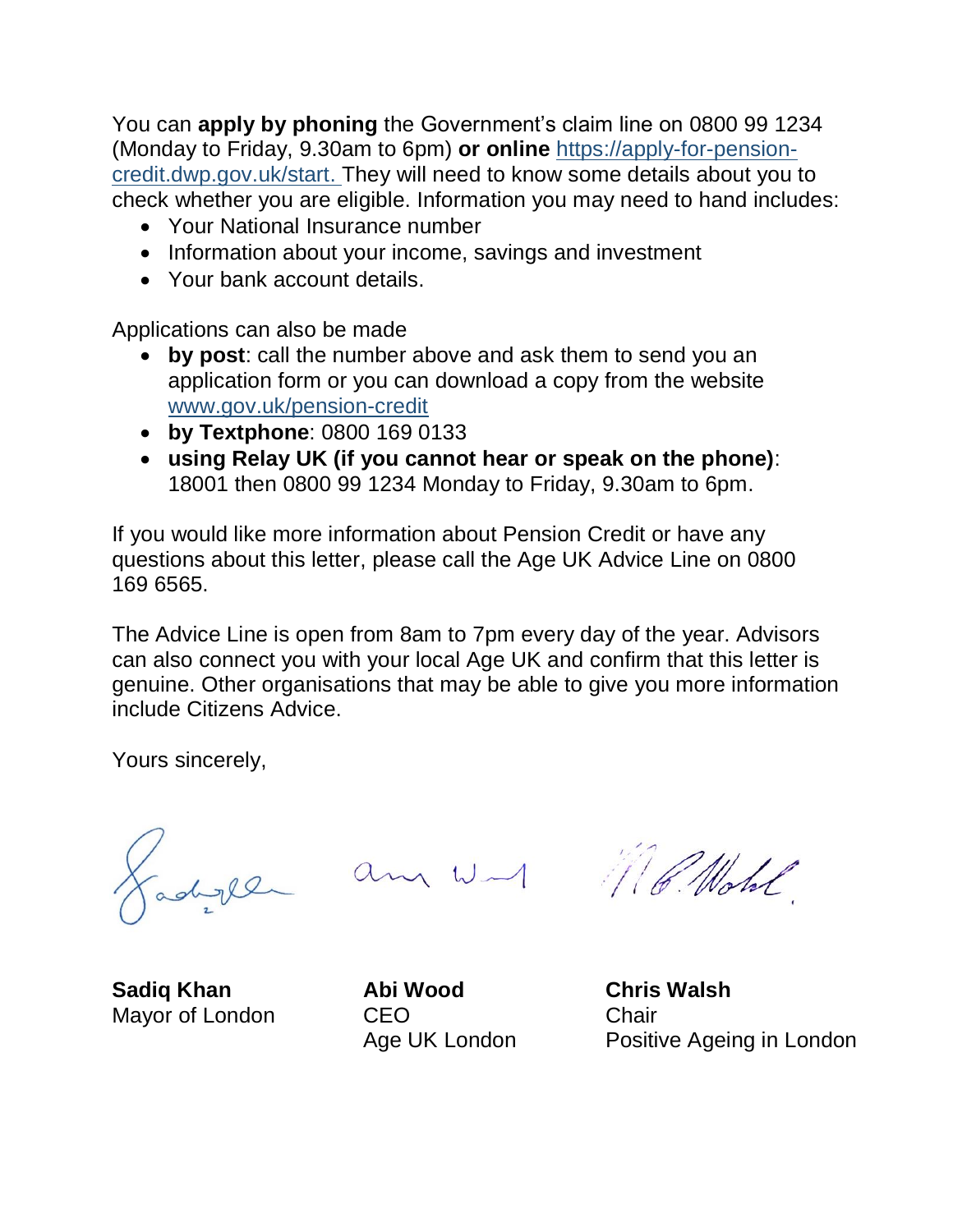You can **apply by phoning** the Government's claim line on 0800 99 1234 (Monday to Friday, 9.30am to 6pm) **or online** https://apply-for-pension-credit.dwp.gov.uk/start. They will need to know some details about you to check whether you are eligible. Information you may need to hand includes:

- Your National Insurance number
- Information about your income, savings and investment
- Your bank account details.

Applications can also be made

- **by post**: call the number above and ask them to send you an application form or you can download a copy from the website www.gov.uk/pension-credit
- **by Textphone**: 0800 169 0133
- **using Relay UK (if you cannot hear or speak on the phone)**: 18001 then 0800 99 1234 Monday to Friday, 9.30am to 6pm.

If you would like more information about Pension Credit or have any questions about this letter, please call the Age UK Advice Line on 0800 169 6565.

The Advice Line is open from 8am to 7pm every day of the year. Advisors can also connect you with your local Age UK and confirm that this letter is genuine. Other organisations that may be able to give you more information include Citizens Advice.

Yours sincerely,

**Sadiq Khan**
Mayor of London

**Abi Wood**
CEO
Age UK London

**Chris Walsh**
Chair
Positive Ageing in London